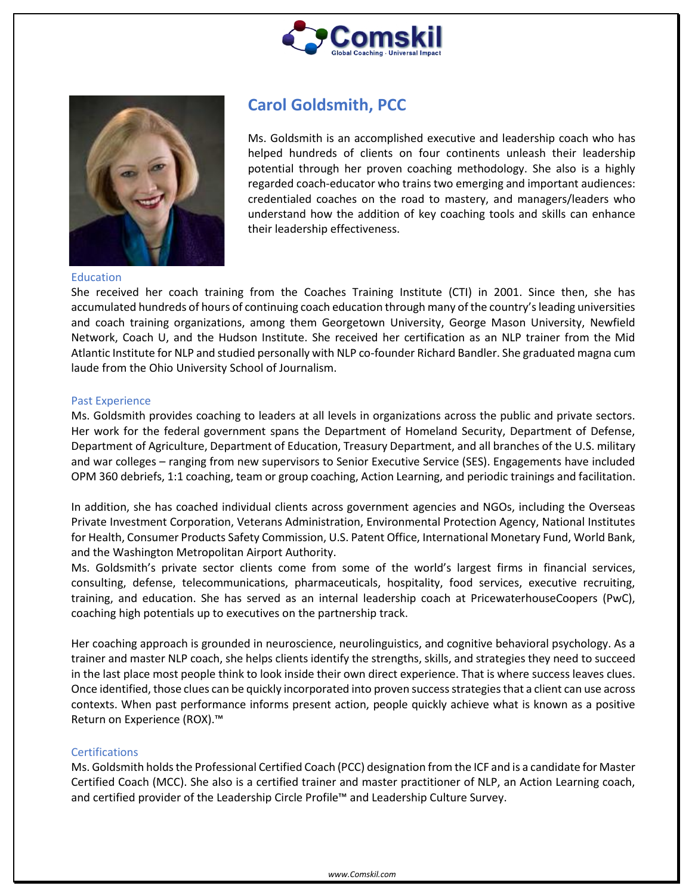# Carol Goldsmith, PCC

Ms. Goldsmith is an accomplished executive and leadership coach who has helped hundreds of clients on four continents unleash their leadership potential through her proven coaching methodology. She also is a highly regarded coach-educator who trains two emerging and important audiences: credentialed coaches on the road to mastery, and managers/leaders who understand how the addition of key coaching tools and skills can enhance their leadership effectiveness.

## Education

She received her coach training from the Coaches Training Institute (CTI) in 2001. Since then, she has accumulated hundreds of hours of continuing coach education through many of the country's leading universities and coach training organizations, among them Georgetown University, George Mason University, Newfield Network, Coach U, and the Hudson Institute. She received her certification as an NLP trainer from the Mid Atlantic Institute for NLP and studied personally with NLP co-founder Richard Bandler. She graduated magna cum laude from the Ohio University School of Journalism.

## Past Experience

Ms. Goldsmith provides coaching to leaders at all levels in organizations across the public and private sectors. Her work for the federal government spans the Department of Homeland Security, Department of Defense, Department of Agriculture, Department of Education, Treasury Department, and all branches of the U.S. military and war colleges – ranging from new supervisors to Senior Executive Service (SES). Engagements have included OPM 360 debriefs, 1:1 coaching, team or group coaching, Action Learning, and periodic trainings and facilitation.

In addition, she has coached individual clients across government agencies and NGOs, including the Overseas Private Investment Corporation, Veterans Administration, Environmental Protection Agency, National Institutes for Health, Consumer Products Safety Commission, U.S. Patent Office, International Monetary Fund, World Bank, and the Washington Metropolitan Airport Authority.

Ms. Goldsmith's private sector clients come from some of the world's largest firms in financial services, consulting, defense, telecommunications, pharmaceuticals, hospitality, food services, executive recruiting, training, and education. She has served as an internal leadership coach at PricewaterhouseCoopers (PwC), coaching high potentials up to executives on the partnership track.

Her coaching approach is grounded in neuroscience, neurolinguistics, and cognitive behavioral psychology. As a trainer and master NLP coach, she helps clients identify the strengths, skills, and strategies they need to succeed in the last place most people think to look inside their own direct experience. That is where success leaves clues. Once identified, those clues can be quickly incorporated into proven success strategies that a client can use across contexts. When past performance informs present action, people quickly achieve what is known as a positive Return on Experience (ROX).™

## Certifications

Ms. Goldsmith holds the Professional Certified Coach (PCC) designation from the ICF and is a candidate for Master Certified Coach (MCC). She also is a certified trainer and master practitioner of NLP, an Action Learning coach, and certified provider of the Leadership Circle Profile™ and Leadership Culture Survey.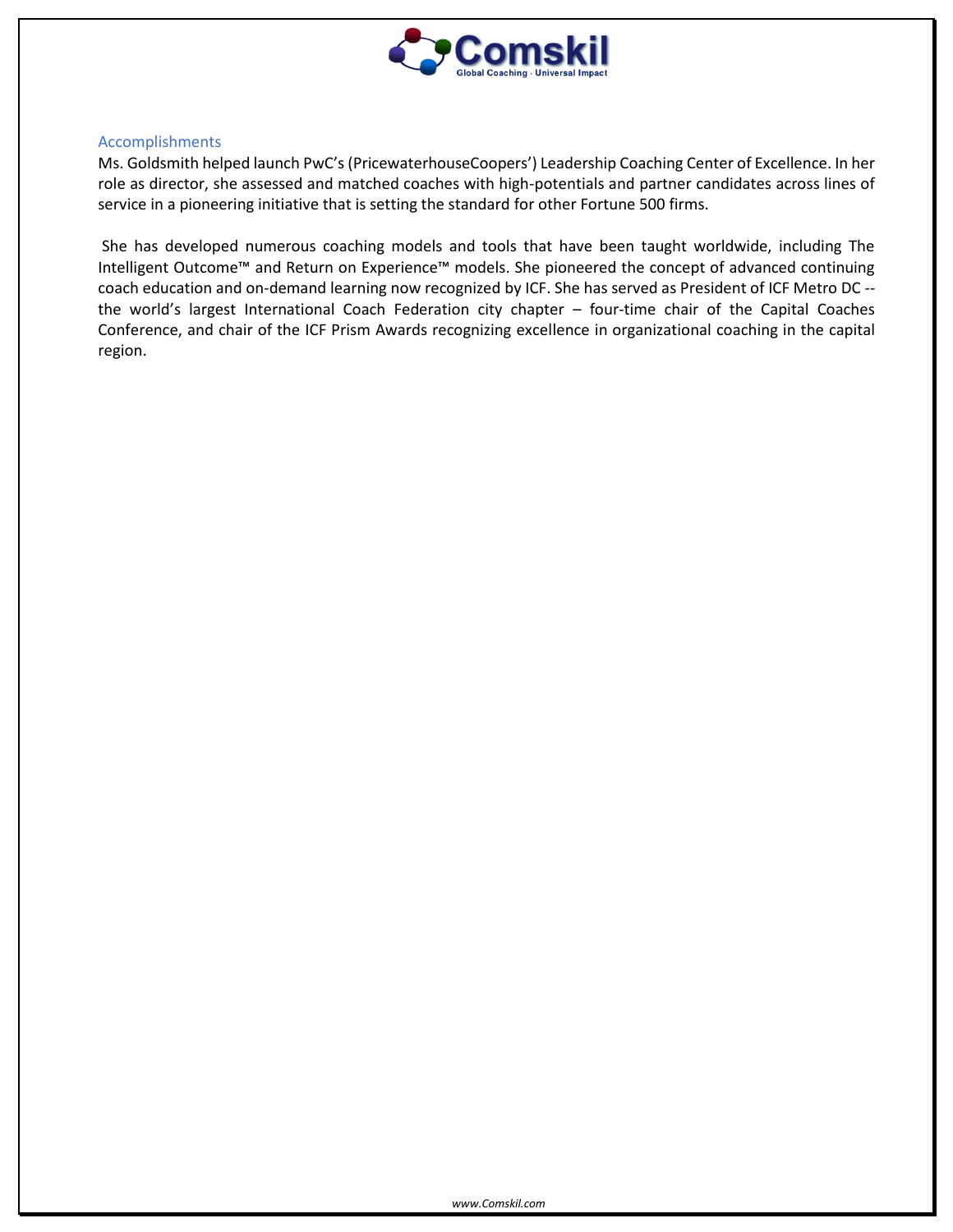## Accomplishments

Ms. Goldsmith helped launch PwC's (PricewaterhouseCoopers') Leadership Coaching Center of Excellence. In her role as director, she assessed and matched coaches with high-potentials and partner candidates across lines of service in a pioneering initiative that is setting the standard for other Fortune 500 firms.

She has developed numerous coaching models and tools that have been taught worldwide, including The Intelligent Outcome™ and Return on Experience™ models. She pioneered the concept of advanced continuing coach education and on-demand learning now recognized by ICF. She has served as President of ICF Metro DC -- the world's largest International Coach Federation city chapter – four-time chair of the Capital Coaches Conference, and chair of the ICF Prism Awards recognizing excellence in organizational coaching in the capital region.